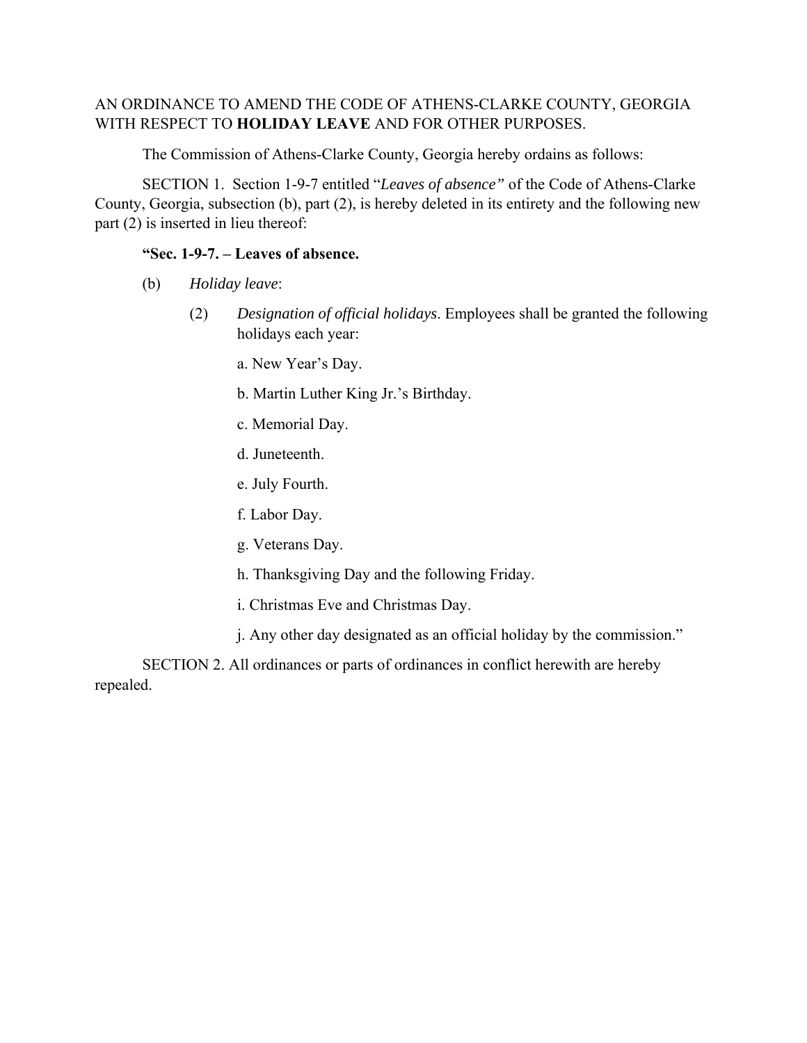AN ORDINANCE TO AMEND THE CODE OF ATHENS-CLARKE COUNTY, GEORGIA WITH RESPECT TO **HOLIDAY LEAVE** AND FOR OTHER PURPOSES.

The Commission of Athens-Clarke County, Georgia hereby ordains as follows:

SECTION 1. Section 1-9-7 entitled "*Leaves of absence"* of the Code of Athens-Clarke County, Georgia, subsection (b), part (2), is hereby deleted in its entirety and the following new part (2) is inserted in lieu thereof:

**"Sec. 1-9-7. – Leaves of absence.**

(b) *Holiday leave*:

(2) *Designation of official holidays*. Employees shall be granted the following holidays each year:

a. New Year's Day.

b. Martin Luther King Jr.'s Birthday.

c. Memorial Day.

d. Juneteenth.

e. July Fourth.

f. Labor Day.

g. Veterans Day.

h. Thanksgiving Day and the following Friday.

i. Christmas Eve and Christmas Day.

j. Any other day designated as an official holiday by the commission."

SECTION 2. All ordinances or parts of ordinances in conflict herewith are hereby repealed.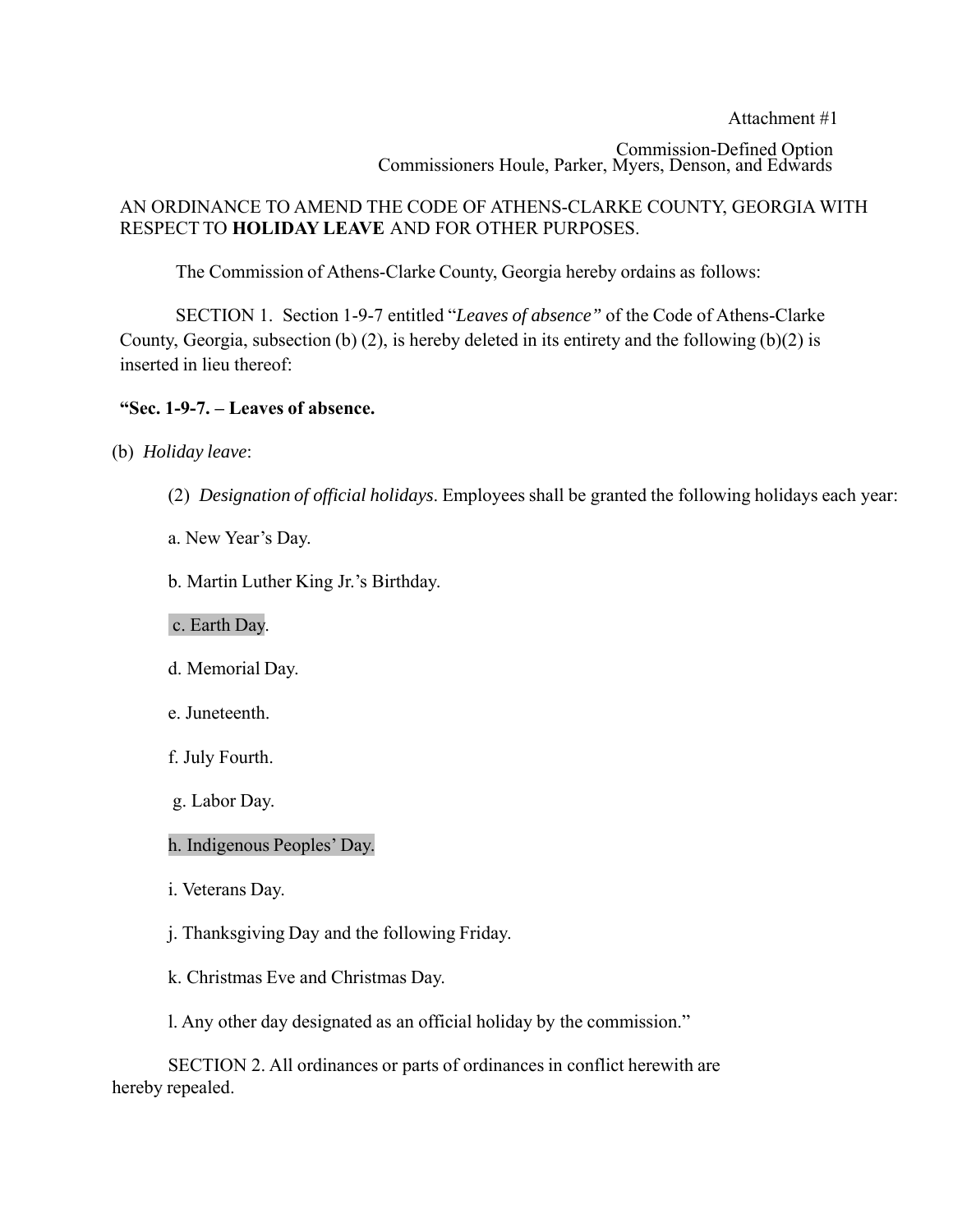Attachment #1

Commission-Defined Option
Commissioners Houle, Parker, Myers, Denson, and Edwards

AN ORDINANCE TO AMEND THE CODE OF ATHENS-CLARKE COUNTY, GEORGIA WITH RESPECT TO **HOLIDAY LEAVE** AND FOR OTHER PURPOSES.

The Commission of Athens-Clarke County, Georgia hereby ordains as follows:

SECTION 1. Section 1-9-7 entitled "*Leaves of absence"* of the Code of Athens-Clarke County, Georgia, subsection (b) (2), is hereby deleted in its entirety and the following (b)(2) is inserted in lieu thereof:

**"Sec. 1-9-7. – Leaves of absence.**

(b) *Holiday leave*:

(2) *Designation of official holidays*. Employees shall be granted the following holidays each year:

a. New Year's Day.

b. Martin Luther King Jr.'s Birthday.

c. Earth Day.

d. Memorial Day.

e. Juneteenth.

f. July Fourth.

g. Labor Day.

h. Indigenous Peoples' Day.

i. Veterans Day.

j. Thanksgiving Day and the following Friday.

k. Christmas Eve and Christmas Day.

l. Any other day designated as an official holiday by the commission."

SECTION 2. All ordinances or parts of ordinances in conflict herewith are hereby repealed.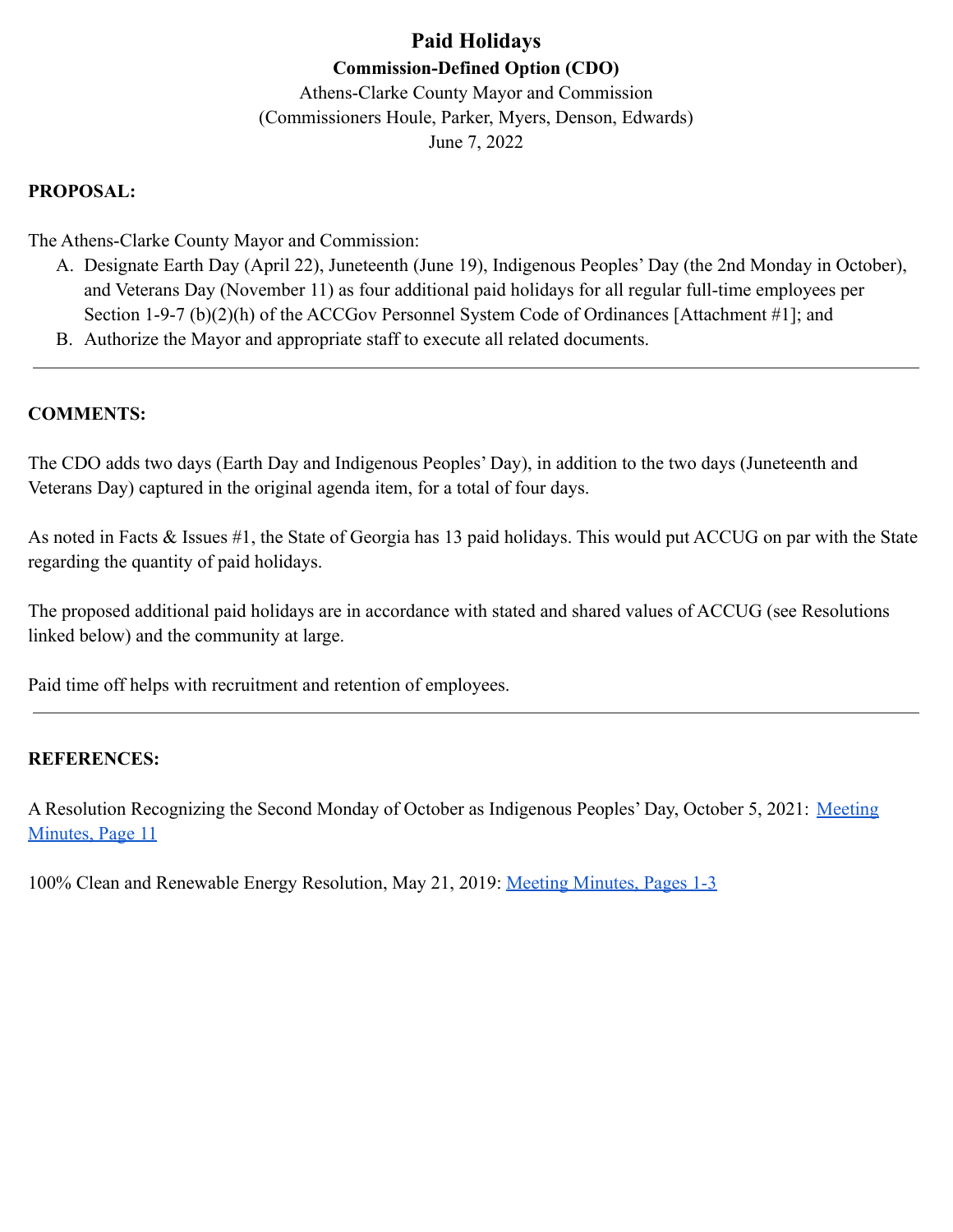# Paid Holidays

## Commission-Defined Option (CDO)

Athens-Clarke County Mayor and Commission
(Commissioners Houle, Parker, Myers, Denson, Edwards)
June 7, 2022

**PROPOSAL:**

The Athens-Clarke County Mayor and Commission:

A. Designate Earth Day (April 22), Juneteenth (June 19), Indigenous Peoples' Day (the 2nd Monday in October), and Veterans Day (November 11) as four additional paid holidays for all regular full-time employees per Section 1-9-7 (b)(2)(h) of the ACCGov Personnel System Code of Ordinances [Attachment #1]; and

B. Authorize the Mayor and appropriate staff to execute all related documents.

---

**COMMENTS:**

The CDO adds two days (Earth Day and Indigenous Peoples' Day), in addition to the two days (Juneteenth and Veterans Day) captured in the original agenda item, for a total of four days.

As noted in Facts & Issues #1, the State of Georgia has 13 paid holidays. This would put ACCUG on par with the State regarding the quantity of paid holidays.

The proposed additional paid holidays are in accordance with stated and shared values of ACCUG (see Resolutions linked below) and the community at large.

Paid time off helps with recruitment and retention of employees.

---

**REFERENCES:**

A Resolution Recognizing the Second Monday of October as Indigenous Peoples' Day, October 5, 2021: Meeting Minutes, Page 11

100% Clean and Renewable Energy Resolution, May 21, 2019: Meeting Minutes, Pages 1-3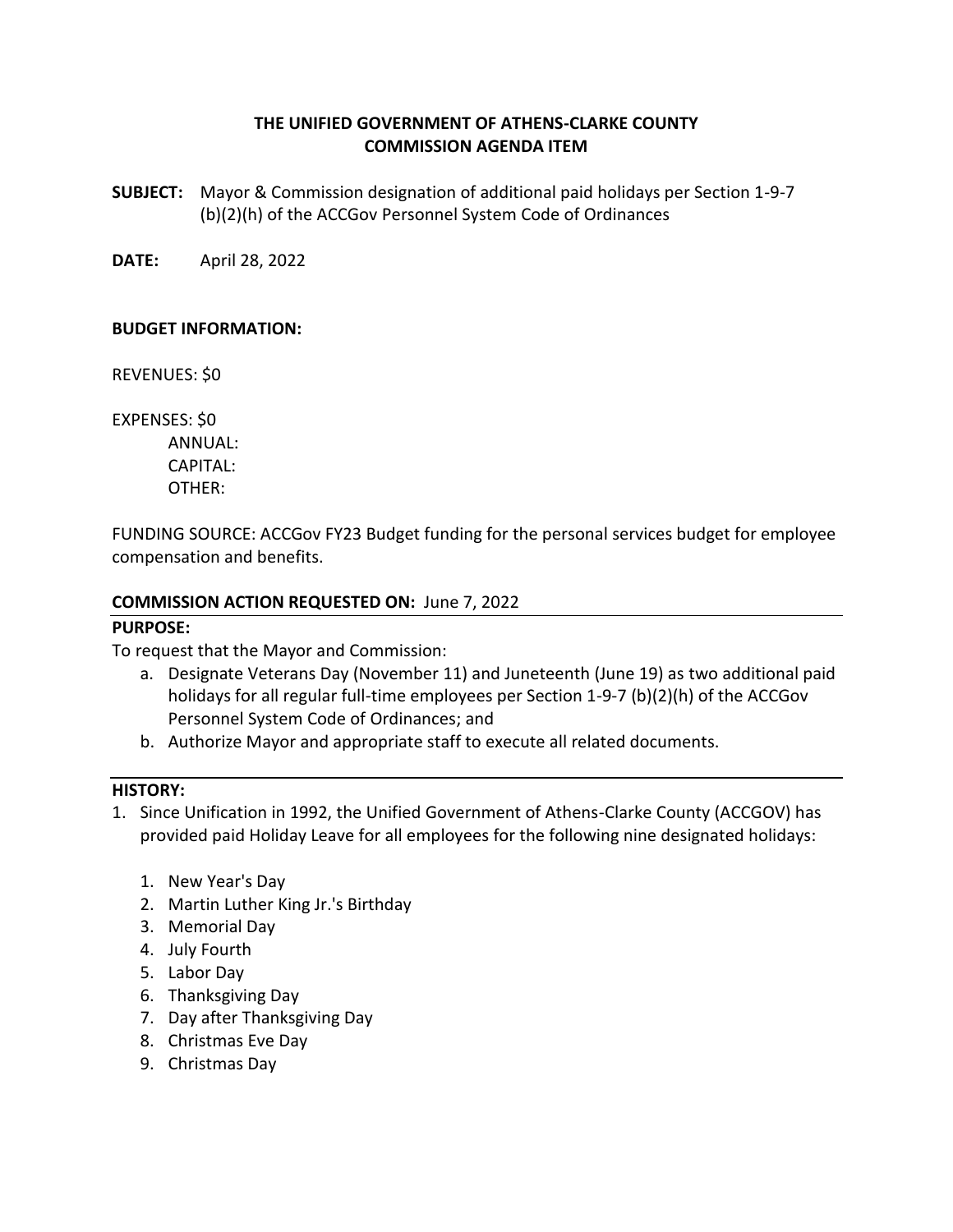**THE UNIFIED GOVERNMENT OF ATHENS-CLARKE COUNTY**
**COMMISSION AGENDA ITEM**

**SUBJECT:** Mayor & Commission designation of additional paid holidays per Section 1-9-7 (b)(2)(h) of the ACCGov Personnel System Code of Ordinances

**DATE:** April 28, 2022

**BUDGET INFORMATION:**

REVENUES: $0

EXPENSES: $0
ANNUAL:
CAPITAL:
OTHER:

FUNDING SOURCE: ACCGov FY23 Budget funding for the personal services budget for employee compensation and benefits.

**COMMISSION ACTION REQUESTED ON:** June 7, 2022

**PURPOSE:**

To request that the Mayor and Commission:

a. Designate Veterans Day (November 11) and Juneteenth (June 19) as two additional paid holidays for all regular full-time employees per Section 1-9-7 (b)(2)(h) of the ACCGov Personnel System Code of Ordinances; and
b. Authorize Mayor and appropriate staff to execute all related documents.

**HISTORY:**

1. Since Unification in 1992, the Unified Government of Athens-Clarke County (ACCGOV) has provided paid Holiday Leave for all employees for the following nine designated holidays:

    1. New Year's Day
    2. Martin Luther King Jr.'s Birthday
    3. Memorial Day
    4. July Fourth
    5. Labor Day
    6. Thanksgiving Day
    7. Day after Thanksgiving Day
    8. Christmas Eve Day
    9. Christmas Day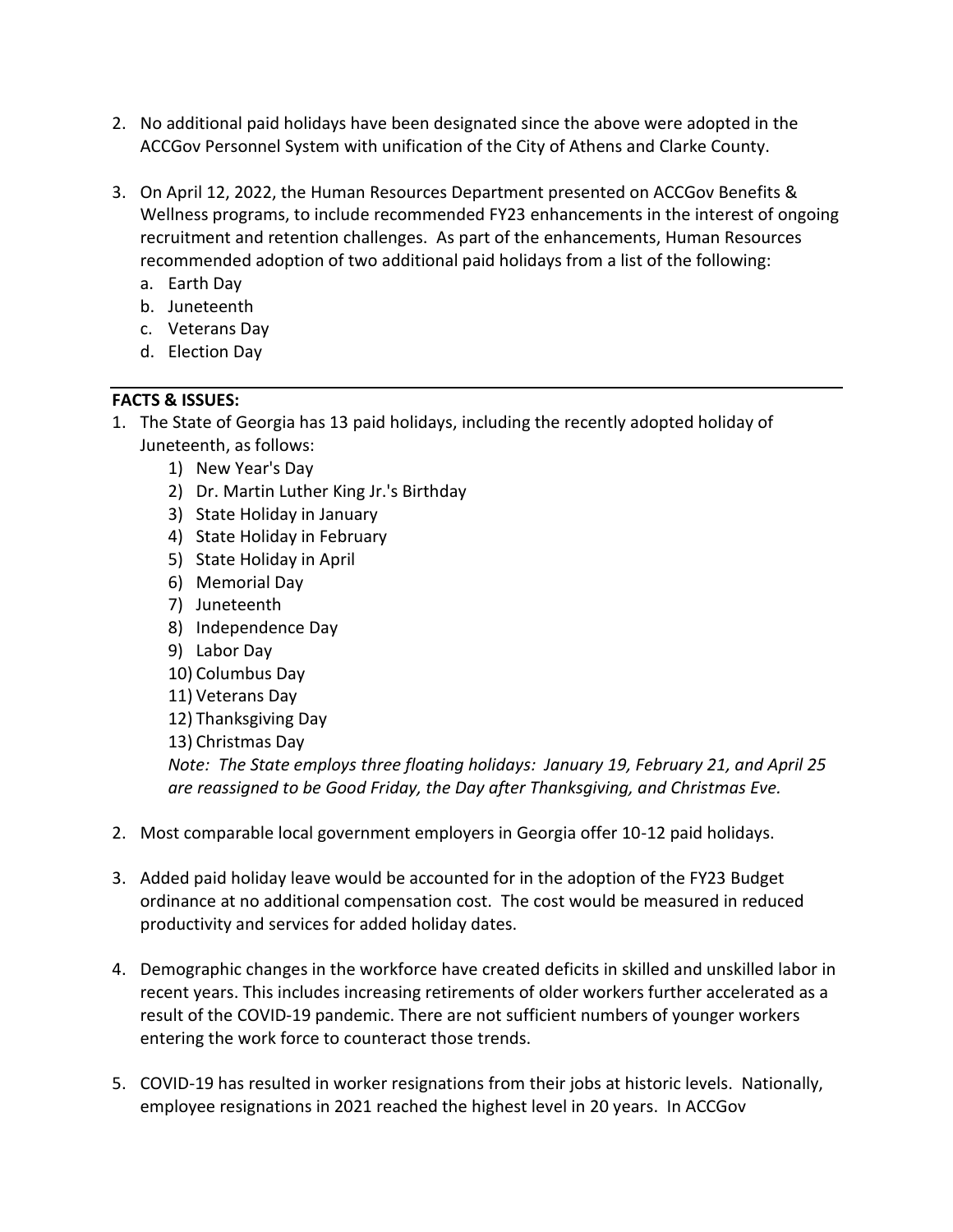2. No additional paid holidays have been designated since the above were adopted in the ACCGov Personnel System with unification of the City of Athens and Clarke County.

3. On April 12, 2022, the Human Resources Department presented on ACCGov Benefits & Wellness programs, to include recommended FY23 enhancements in the interest of ongoing recruitment and retention challenges. As part of the enhancements, Human Resources recommended adoption of two additional paid holidays from a list of the following:
   a. Earth Day
   b. Juneteenth
   c. Veterans Day
   d. Election Day

---

**FACTS & ISSUES:**

1. The State of Georgia has 13 paid holidays, including the recently adopted holiday of Juneteenth, as follows:
   1) New Year's Day
   2) Dr. Martin Luther King Jr.'s Birthday
   3) State Holiday in January
   4) State Holiday in February
   5) State Holiday in April
   6) Memorial Day
   7) Juneteenth
   8) Independence Day
   9) Labor Day
   10) Columbus Day
   11) Veterans Day
   12) Thanksgiving Day
   13) Christmas Day

   *Note: The State employs three floating holidays: January 19, February 21, and April 25 are reassigned to be Good Friday, the Day after Thanksgiving, and Christmas Eve.*

2. Most comparable local government employers in Georgia offer 10-12 paid holidays.

3. Added paid holiday leave would be accounted for in the adoption of the FY23 Budget ordinance at no additional compensation cost. The cost would be measured in reduced productivity and services for added holiday dates.

4. Demographic changes in the workforce have created deficits in skilled and unskilled labor in recent years. This includes increasing retirements of older workers further accelerated as a result of the COVID-19 pandemic. There are not sufficient numbers of younger workers entering the work force to counteract those trends.

5. COVID-19 has resulted in worker resignations from their jobs at historic levels. Nationally, employee resignations in 2021 reached the highest level in 20 years. In ACCGov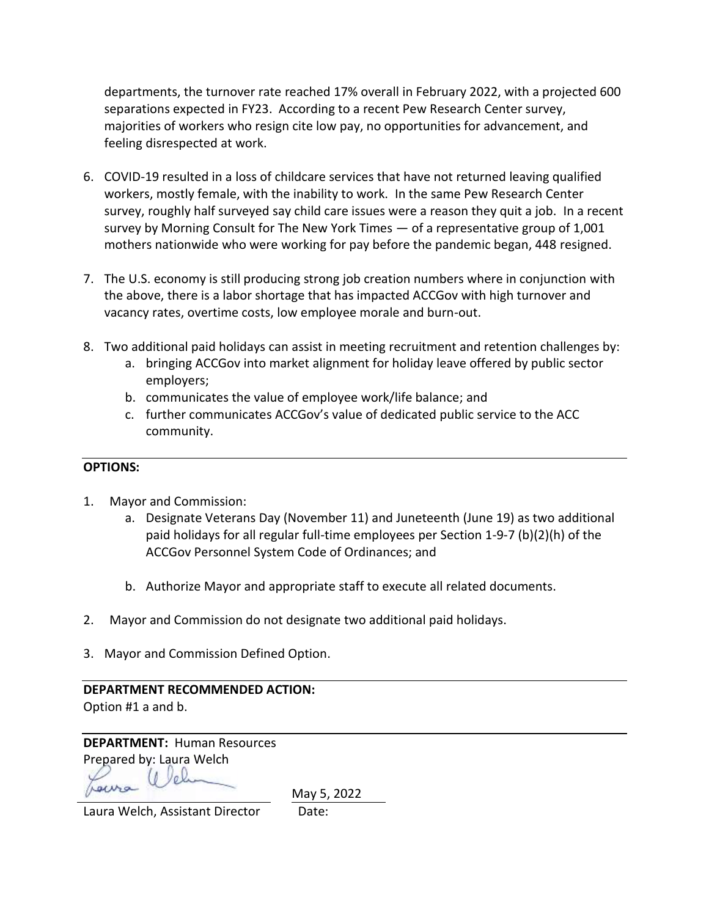departments, the turnover rate reached 17% overall in February 2022, with a projected 600 separations expected in FY23. According to a recent Pew Research Center survey, majorities of workers who resign cite low pay, no opportunities for advancement, and feeling disrespected at work.

6. COVID-19 resulted in a loss of childcare services that have not returned leaving qualified workers, mostly female, with the inability to work. In the same Pew Research Center survey, roughly half surveyed say child care issues were a reason they quit a job. In a recent survey by Morning Consult for The New York Times — of a representative group of 1,001 mothers nationwide who were working for pay before the pandemic began, 448 resigned.

7. The U.S. economy is still producing strong job creation numbers where in conjunction with the above, there is a labor shortage that has impacted ACCGov with high turnover and vacancy rates, overtime costs, low employee morale and burn-out.

8. Two additional paid holidays can assist in meeting recruitment and retention challenges by:
   a. bringing ACCGov into market alignment for holiday leave offered by public sector employers;
   b. communicates the value of employee work/life balance; and
   c. further communicates ACCGov's value of dedicated public service to the ACC community.

**OPTIONS:**

1. Mayor and Commission:
   a. Designate Veterans Day (November 11) and Juneteenth (June 19) as two additional paid holidays for all regular full-time employees per Section 1-9-7 (b)(2)(h) of the ACCGov Personnel System Code of Ordinances; and
   b. Authorize Mayor and appropriate staff to execute all related documents.

2. Mayor and Commission do not designate two additional paid holidays.

3. Mayor and Commission Defined Option.

**DEPARTMENT RECOMMENDED ACTION:**
Option #1 a and b.

**DEPARTMENT:** Human Resources
Prepared by: Laura Welch

Laura Welch, Assistant Director

Date: May 5, 2022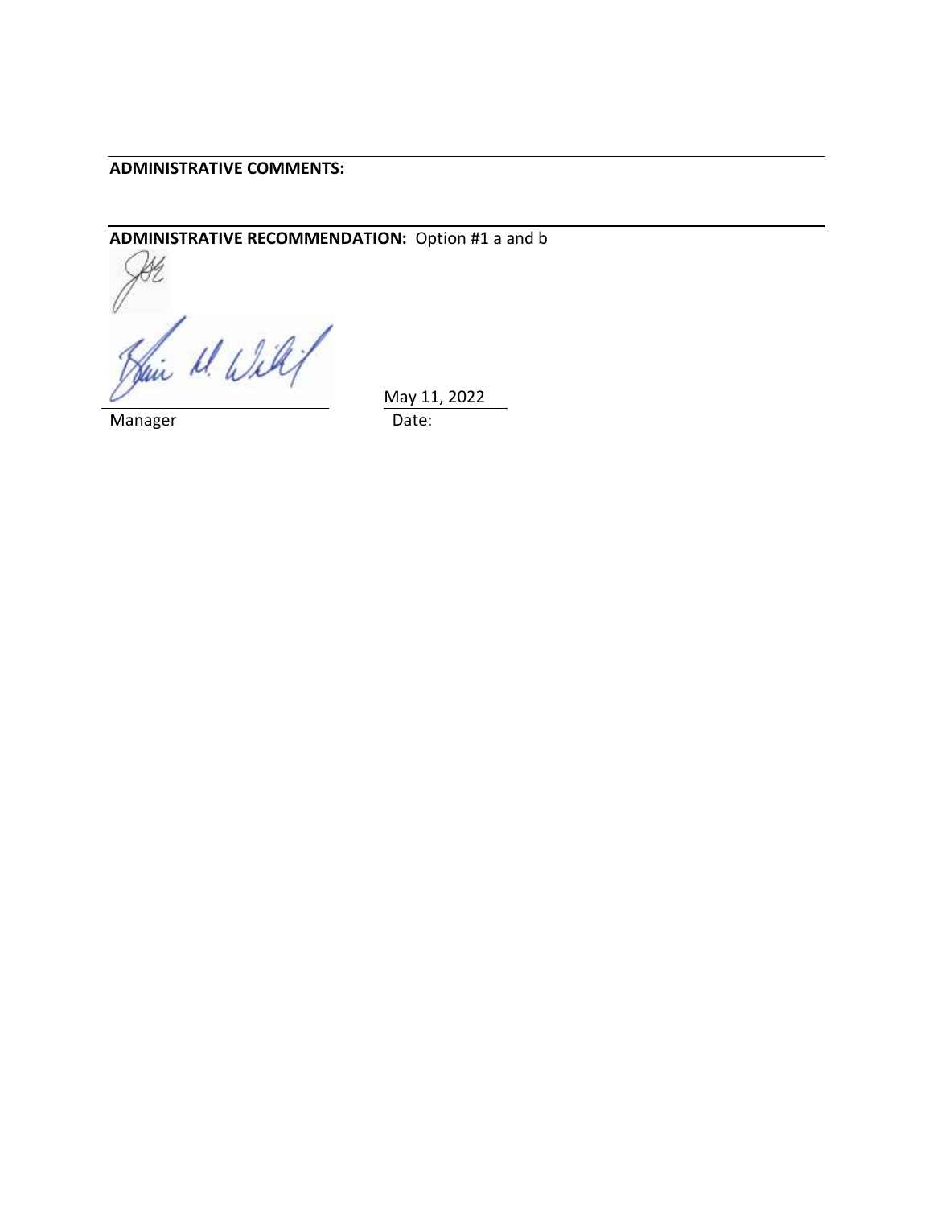**ADMINISTRATIVE COMMENTS:**

---

**ADMINISTRATIVE RECOMMENDATION:** Option #1 a and b

Manager — Date: May 11, 2022